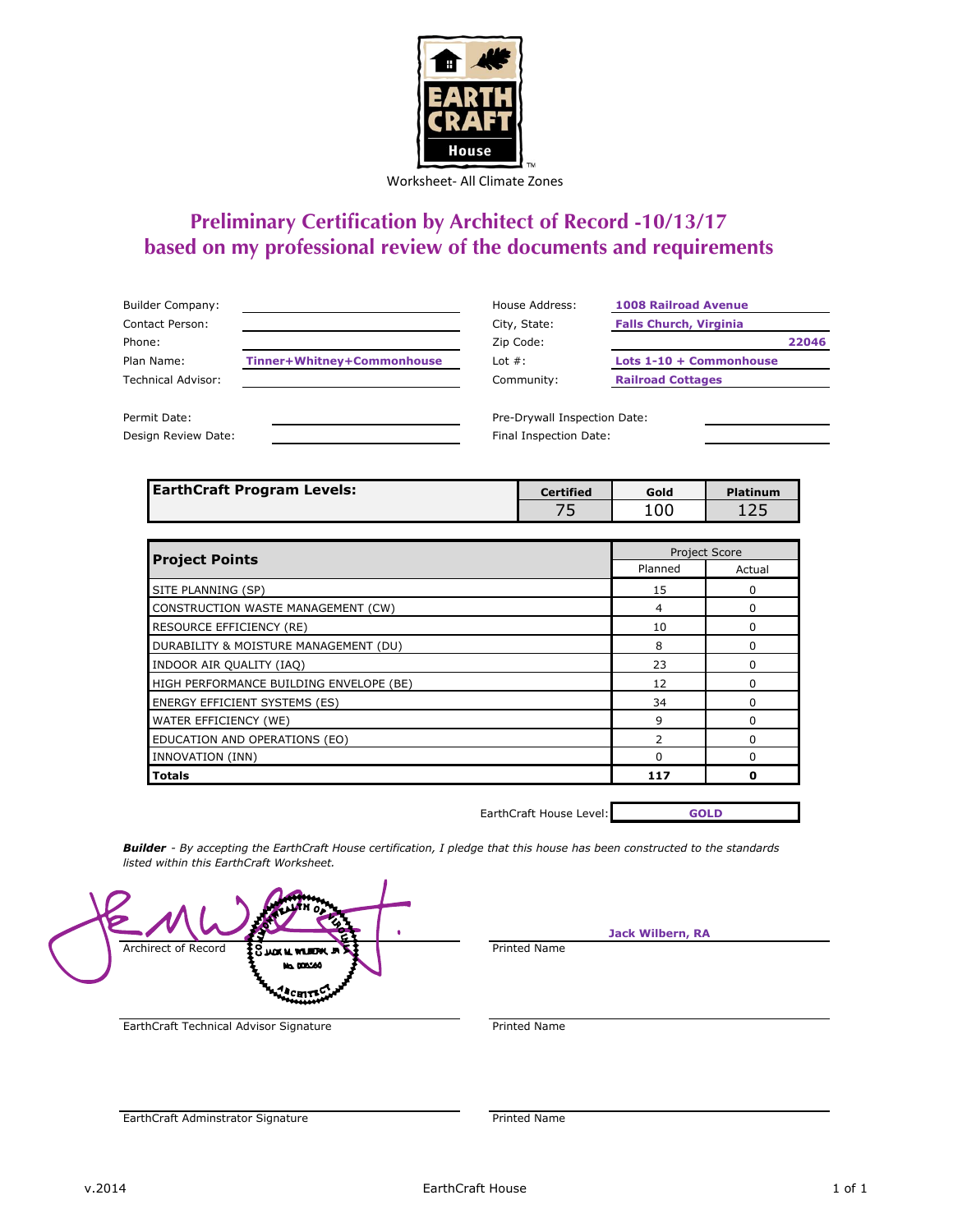EARTH CRAFT House™

Worksheet- All Climate Zones

# Preliminary Certification by Architect of Record -10/13/17
# based on my professional review of the documents and requirements

| | | | |
|---|---|---|---|
| Builder Company: | | House Address: | **1008 Railroad Avenue** |
| Contact Person: | | City, State: | **Falls Church, Virginia** |
| Phone: | | Zip Code: | **22046** |
| Plan Name: | **Tinner+Whitney+Commonhouse** | Lot #: | **Lots 1-10 + Commonhouse** |
| Technical Advisor: | | Community: | **Railroad Cottages** |
| Permit Date: | | Pre-Drywall Inspection Date: | |
| Design Review Date: | | Final Inspection Date: | |

| EarthCraft Program Levels: | Certified | Gold | Platinum |
|---|---|---|---|
| | 75 | 100 | 125 |

| Project Points | Project Score | |
|---|---|---|
| | Planned | Actual |
| SITE PLANNING (SP) | 15 | 0 |
| CONSTRUCTION WASTE MANAGEMENT (CW) | 4 | 0 |
| RESOURCE EFFICIENCY (RE) | 10 | 0 |
| DURABILITY & MOISTURE MANAGEMENT (DU) | 8 | 0 |
| INDOOR AIR QUALITY (IAQ) | 23 | 0 |
| HIGH PERFORMANCE BUILDING ENVELOPE (BE) | 12 | 0 |
| ENERGY EFFICIENT SYSTEMS (ES) | 34 | 0 |
| WATER EFFICIENCY (WE) | 9 | 0 |
| EDUCATION AND OPERATIONS (EO) | 2 | 0 |
| INNOVATION (INN) | 0 | 0 |
| **Totals** | **117** | **0** |

EarthCraft House Level: **GOLD**

***Builder*** *- By accepting the EarthCraft House certification, I pledge that this house has been constructed to the standards listed within this EarthCraft Worksheet.*

Archirect of Record (seal: Commonwealth of Virginia, Jack M. Wilbern, Jr., No. 008560, Architect)

Printed Name: **Jack Wilbern, RA**

EarthCraft Technical Advisor Signature

Printed Name

EarthCraft Adminstrator Signature

Printed Name

v.2014 EarthCraft House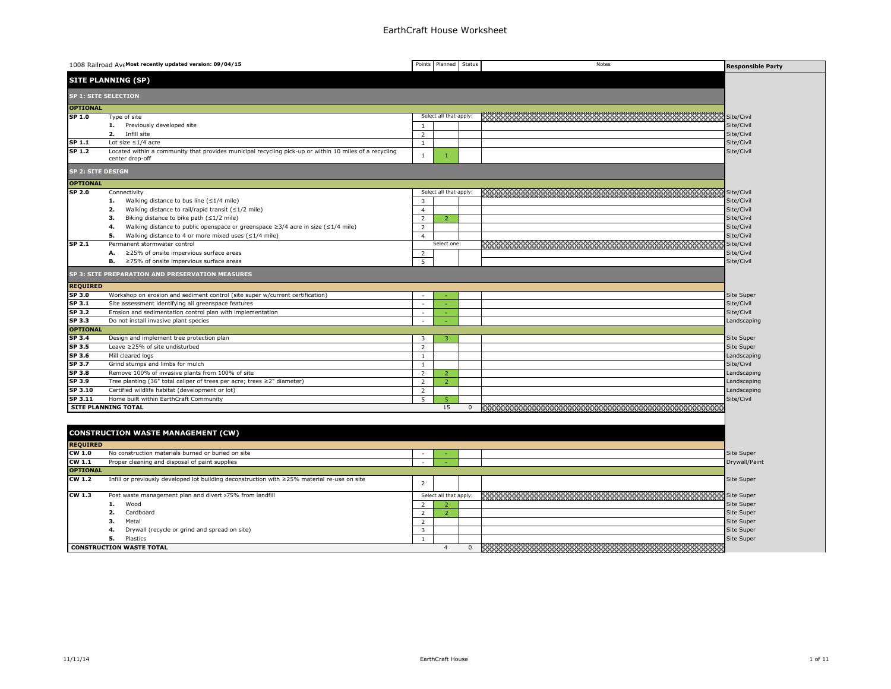# EarthCraft House Worksheet

| 1008 Railroad Ave **Most recently updated version: 09/04/15** | | Points | Planned | Status | Notes | Responsible Party |
|---|---|---|---|---|---|---|
| **SITE PLANNING (SP)** | | | | | | |
| **SP 1: SITE SELECTION** | | | | | | |
| **OPTIONAL** | | | | | | |
| **SP 1.0** | Type of site | Select all that apply: | | | | Site/Civil |
| | **1.** Previously developed site | 1 | | | | Site/Civil |
| | **2.** Infill site | 2 | | | | Site/Civil |
| **SP 1.1** | Lot size ≤1/4 acre | 1 | | | | Site/Civil |
| **SP 1.2** | Located within a community that provides municipal recycling pick-up or within 10 miles of a recycling center drop-off | 1 | 1 | | | Site/Civil |
| **SP 2: SITE DESIGN** | | | | | | |
| **OPTIONAL** | | | | | | |
| **SP 2.0** | Connectivity | Select all that apply: | | | | Site/Civil |
| | **1.** Walking distance to bus line (≤1/4 mile) | 3 | | | | Site/Civil |
| | **2.** Walking distance to rail/rapid transit (≤1/2 mile) | 4 | | | | Site/Civil |
| | **3.** Biking distance to bike path (≤1/2 mile) | 2 | 2 | | | Site/Civil |
| | **4.** Walking distance to public openspace or greenspace ≥3/4 acre in size (≤1/4 mile) | 2 | | | | Site/Civil |
| | **5.** Walking distance to 4 or more mixed uses (≤1/4 mile) | 4 | | | | Site/Civil |
| **SP 2.1** | Permanent stormwater control | Select one: | | | | Site/Civil |
| | **A.** ≥25% of onsite impervious surface areas | 2 | | | | Site/Civil |
| | **B.** ≥75% of onsite impervious surface areas | 5 | | | | Site/Civil |
| **SP 3: SITE PREPARATION AND PRESERVATION MEASURES** | | | | | | |
| **REQUIRED** | | | | | | |
| **SP 3.0** | Workshop on erosion and sediment control (site super w/current certification) | - | - | | | Site Super |
| **SP 3.1** | Site assessment identifying all greenspace features | - | - | | | Site/Civil |
| **SP 3.2** | Erosion and sedimentation control plan with implementation | - | - | | | Site/Civil |
| **SP 3.3** | Do not install invasive plant species | - | - | | | Landscaping |
| **OPTIONAL** | | | | | | |
| **SP 3.4** | Design and implement tree protection plan | 3 | 3 | | | Site Super |
| **SP 3.5** | Leave ≥25% of site undisturbed | 2 | | | | Site Super |
| **SP 3.6** | Mill cleared logs | 1 | | | | Landscaping |
| **SP 3.7** | Grind stumps and limbs for mulch | 1 | | | | Site/Civil |
| **SP 3.8** | Remove 100% of invasive plants from 100% of site | 2 | 2 | | | Landscaping |
| **SP 3.9** | Tree planting (36" total caliper of trees per acre; trees ≥2" diameter) | 2 | 2 | | | Landscaping |
| **SP 3.10** | Certified wildlife habitat (development or lot) | 2 | | | | Landscaping |
| **SP 3.11** | Home built within EarthCraft Community | 5 | 5 | | | Site/Civil |
| **SITE PLANNING TOTAL** | | | 15 | 0 | | |

| **CONSTRUCTION WASTE MANAGEMENT (CW)** | | Points | Planned | Status | Notes | Responsible Party |
|---|---|---|---|---|---|---|
| **REQUIRED** | | | | | | |
| **CW 1.0** | No construction materials burned or buried on site | - | - | | | Site Super |
| **CW 1.1** | Proper cleaning and disposal of paint supplies | - | - | | | Drywall/Paint |
| **OPTIONAL** | | | | | | |
| **CW 1.2** | Infill or previously developed lot building deconstruction with ≥25% material re-use on site | 2 | | | | Site Super |
| **CW 1.3** | Post waste management plan and divert ≥75% from landfill | Select all that apply: | | | | Site Super |
| | **1.** Wood | 2 | 2 | | | Site Super |
| | **2.** Cardboard | 2 | 2 | | | Site Super |
| | **3.** Metal | 2 | | | | Site Super |
| | **4.** Drywall (recycle or grind and spread on site) | 3 | | | | Site Super |
| | **5.** Plastics | 1 | | | | Site Super |
| **CONSTRUCTION WASTE TOTAL** | | | 4 | 0 | | |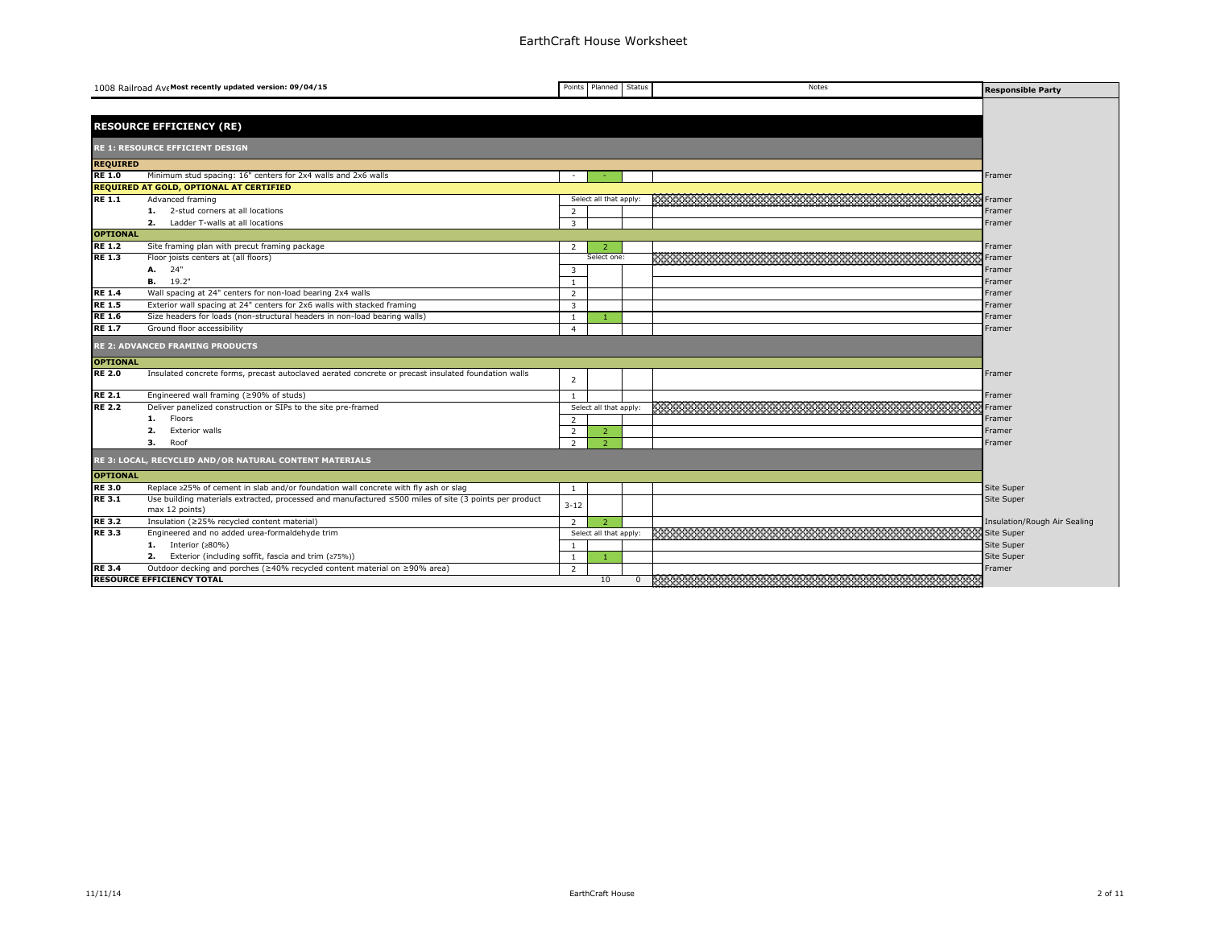# EarthCraft House Worksheet

| 1008 Railroad Ave **Most recently updated version: 09/04/15** | | Points | Planned | Status | Notes | Responsible Party |
|---|---|---|---|---|---|---|
| **RESOURCE EFFICIENCY (RE)** | | | | | | |
| **RE 1: RESOURCE EFFICIENT DESIGN** | | | | | | |
| **REQUIRED** | | | | | | |
| **RE 1.0** | Minimum stud spacing: 16" centers for 2x4 walls and 2x6 walls | - | - | | | Framer |
| **REQUIRED AT GOLD, OPTIONAL AT CERTIFIED** | | | | | | |
| **RE 1.1** | Advanced framing | Select all that apply: | | | | Framer |
| | **1.** 2-stud corners at all locations | 2 | | | | Framer |
| | **2.** Ladder T-walls at all locations | 3 | | | | Framer |
| **OPTIONAL** | | | | | | |
| **RE 1.2** | Site framing plan with precut framing package | 2 | 2 | | | Framer |
| **RE 1.3** | Floor joists centers at (all floors) | Select one: | | | | Framer |
| | **A.** 24" | 3 | | | | Framer |
| | **B.** 19.2" | 1 | | | | Framer |
| **RE 1.4** | Wall spacing at 24" centers for non-load bearing 2x4 walls | 2 | | | | Framer |
| **RE 1.5** | Exterior wall spacing at 24" centers for 2x6 walls with stacked framing | 3 | | | | Framer |
| **RE 1.6** | Size headers for loads (non-structural headers in non-load bearing walls) | 1 | 1 | | | Framer |
| **RE 1.7** | Ground floor accessibility | 4 | | | | Framer |
| **RE 2: ADVANCED FRAMING PRODUCTS** | | | | | | |
| **OPTIONAL** | | | | | | |
| **RE 2.0** | Insulated concrete forms, precast autoclaved aerated concrete or precast insulated foundation walls | 2 | | | | Framer |
| **RE 2.1** | Engineered wall framing (≥90% of studs) | 1 | | | | Framer |
| **RE 2.2** | Deliver panelized construction or SIPs to the site pre-framed | Select all that apply: | | | | Framer |
| | **1.** Floors | 2 | | | | Framer |
| | **2.** Exterior walls | 2 | 2 | | | Framer |
| | **3.** Roof | 2 | 2 | | | Framer |
| **RE 3: LOCAL, RECYCLED AND/OR NATURAL CONTENT MATERIALS** | | | | | | |
| **OPTIONAL** | | | | | | |
| **RE 3.0** | Replace ≥25% of cement in slab and/or foundation wall concrete with fly ash or slag | 1 | | | | Site Super |
| **RE 3.1** | Use building materials extracted, processed and manufactured ≤500 miles of site (3 points per product max 12 points) | 3-12 | | | | Site Super |
| **RE 3.2** | Insulation (≥25% recycled content material) | 2 | 2 | | | Insulation/Rough Air Sealing |
| **RE 3.3** | Engineered and no added urea-formaldehyde trim | Select all that apply: | | | | Site Super |
| | **1.** Interior (≥80%) | 1 | | | | Site Super |
| | **2.** Exterior (including soffit, fascia and trim (≥75%)) | 1 | 1 | | | Site Super |
| **RE 3.4** | Outdoor decking and porches (≥40% recycled content material on ≥90% area) | 2 | | | | Framer |
| **RESOURCE EFFICIENCY TOTAL** | | | 10 | 0 | | |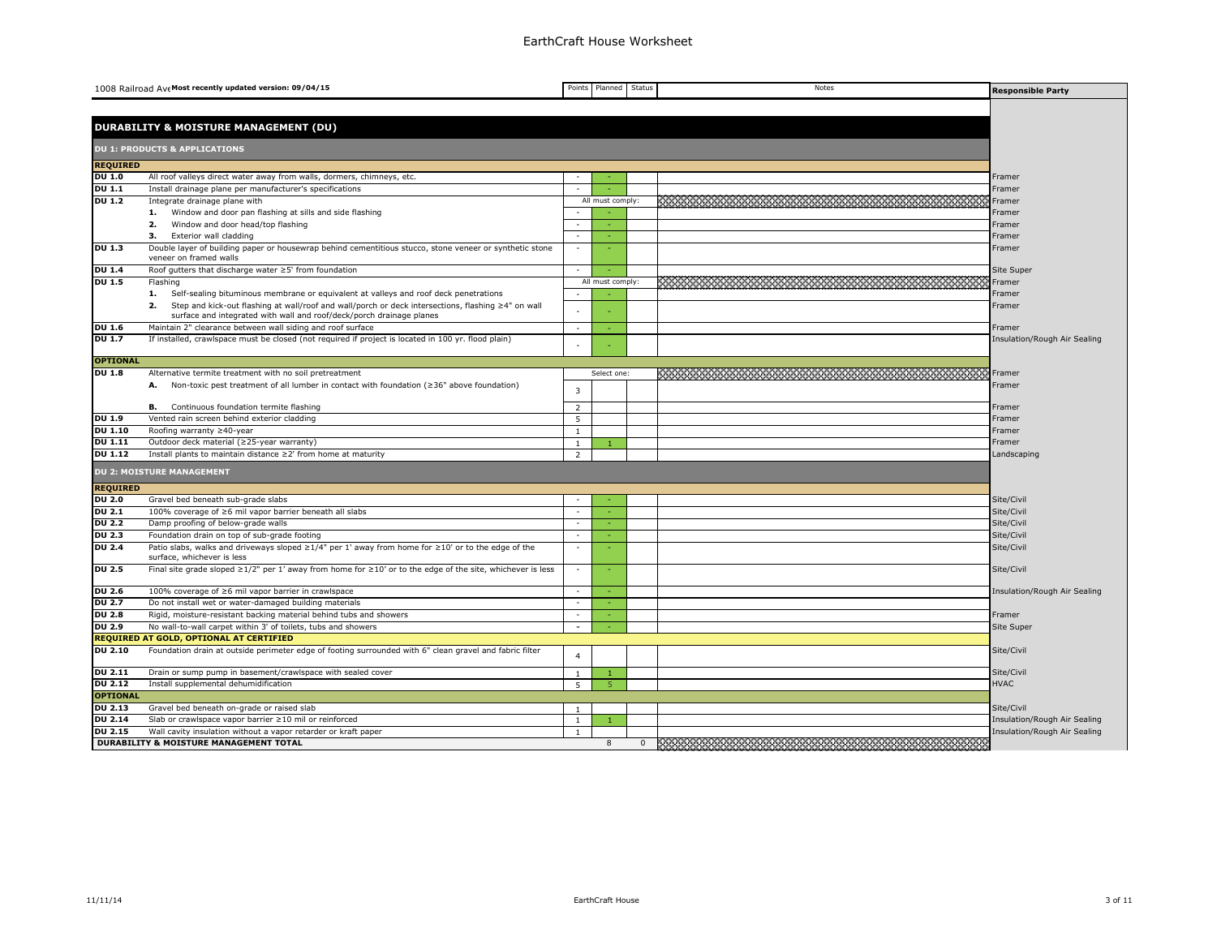# EarthCraft House Worksheet

| 1008 Railroad Ave **Most recently updated version: 09/04/15** | | Points | Planned | Status | Notes | Responsible Party |
|---|---|---|---|---|---|---|
| **DURABILITY & MOISTURE MANAGEMENT (DU)** | | | | | | |
| **DU 1: PRODUCTS & APPLICATIONS** | | | | | | |
| **REQUIRED** | | | | | | |
| **DU 1.0** | All roof valleys direct water away from walls, dormers, chimneys, etc. | - | - | | | Framer |
| **DU 1.1** | Install drainage plane per manufacturer's specifications | - | - | | | Framer |
| **DU 1.2** | Integrate drainage plane with | All must comply: | | | | Framer |
| | **1.** Window and door pan flashing at sills and side flashing | - | - | | | Framer |
| | **2.** Window and door head/top flashing | - | - | | | Framer |
| | **3.** Exterior wall cladding | - | - | | | Framer |
| **DU 1.3** | Double layer of building paper or housewrap behind cementitious stucco, stone veneer or synthetic stone veneer on framed walls | - | - | | | Framer |
| **DU 1.4** | Roof gutters that discharge water ≥5' from foundation | - | - | | | Site Super |
| **DU 1.5** | Flashing | All must comply: | | | | Framer |
| | **1.** Self-sealing bituminous membrane or equivalent at valleys and roof deck penetrations | - | - | | | Framer |
| | **2.** Step and kick-out flashing at wall/roof and wall/porch or deck intersections, flashing ≥4" on wall surface and integrated with wall and roof/deck/porch drainage planes | - | - | | | Framer |
| **DU 1.6** | Maintain 2" clearance between wall siding and roof surface | - | - | | | Framer |
| **DU 1.7** | If installed, crawlspace must be closed (not required if project is located in 100 yr. flood plain) | - | - | | | Insulation/Rough Air Sealing |
| **OPTIONAL** | | | | | | |
| **DU 1.8** | Alternative termite treatment with no soil pretreatment | Select one: | | | | Framer |
| | **A.** Non-toxic pest treatment of all lumber in contact with foundation (≥36" above foundation) | 3 | | | | Framer |
| | **B.** Continuous foundation termite flashing | 2 | | | | Framer |
| **DU 1.9** | Vented rain screen behind exterior cladding | 5 | | | | Framer |
| **DU 1.10** | Roofing warranty ≥40-year | 1 | | | | Framer |
| **DU 1.11** | Outdoor deck material (≥25-year warranty) | 1 | 1 | | | Framer |
| **DU 1.12** | Install plants to maintain distance ≥2' from home at maturity | 2 | | | | Landscaping |
| **DU 2: MOISTURE MANAGEMENT** | | | | | | |
| **REQUIRED** | | | | | | |
| **DU 2.0** | Gravel bed beneath sub-grade slabs | - | - | | | Site/Civil |
| **DU 2.1** | 100% coverage of ≥6 mil vapor barrier beneath all slabs | - | - | | | Site/Civil |
| **DU 2.2** | Damp proofing of below-grade walls | - | - | | | Site/Civil |
| **DU 2.3** | Foundation drain on top of sub-grade footing | - | - | | | Site/Civil |
| **DU 2.4** | Patio slabs, walks and driveways sloped ≥1/4" per 1' away from home for ≥10' or to the edge of the surface, whichever is less | - | - | | | Site/Civil |
| **DU 2.5** | Final site grade sloped ≥1/2" per 1' away from home for ≥10' or to the edge of the site, whichever is less | - | - | | | Site/Civil |
| **DU 2.6** | 100% coverage of ≥6 mil vapor barrier in crawlspace | - | - | | | Insulation/Rough Air Sealing |
| **DU 2.7** | Do not install wet or water-damaged building materials | - | - | | | |
| **DU 2.8** | Rigid, moisture-resistant backing material behind tubs and showers | - | - | | | Framer |
| **DU 2.9** | No wall-to-wall carpet within 3' of toilets, tubs and showers | - | - | | | Site Super |
| **REQUIRED AT GOLD, OPTIONAL AT CERTIFIED** | | | | | | |
| **DU 2.10** | Foundation drain at outside perimeter edge of footing surrounded with 6" clean gravel and fabric filter | 4 | | | | Site/Civil |
| **DU 2.11** | Drain or sump pump in basement/crawlspace with sealed cover | 1 | 1 | | | Site/Civil |
| **DU 2.12** | Install supplemental dehumidification | 5 | 5 | | | HVAC |
| **OPTIONAL** | | | | | | |
| **DU 2.13** | Gravel bed beneath on-grade or raised slab | 1 | | | | Site/Civil |
| **DU 2.14** | Slab or crawlspace vapor barrier ≥10 mil or reinforced | 1 | 1 | | | Insulation/Rough Air Sealing |
| **DU 2.15** | Wall cavity insulation without a vapor retarder or kraft paper | 1 | | | | Insulation/Rough Air Sealing |
| **DURABILITY & MOISTURE MANAGEMENT TOTAL** | | | 8 | 0 | | |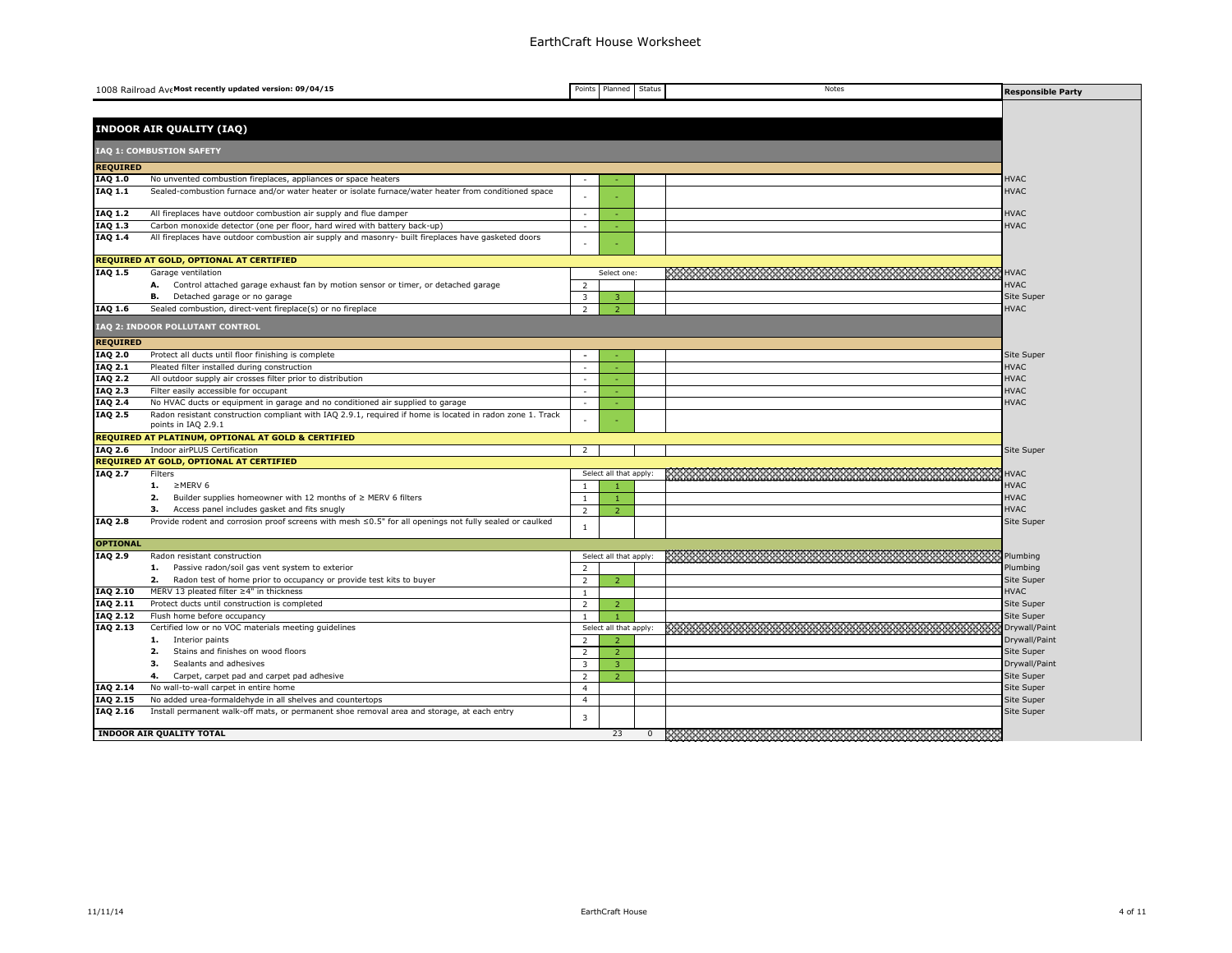# EarthCraft House Worksheet

| 1008 Railroad Ave **Most recently updated version: 09/04/15** | | Points | Planned | Status | Notes | Responsible Party |
|---|---|---|---|---|---|---|
| **INDOOR AIR QUALITY (IAQ)** | | | | | | |
| **IAQ 1: COMBUSTION SAFETY** | | | | | | |
| **REQUIRED** | | | | | | |
| **IAQ 1.0** | No unvented combustion fireplaces, appliances or space heaters | - | - | | | HVAC |
| **IAQ 1.1** | Sealed-combustion furnace and/or water heater or isolate furnace/water heater from conditioned space | - | - | | | HVAC |
| **IAQ 1.2** | All fireplaces have outdoor combustion air supply and flue damper | - | - | | | HVAC |
| **IAQ 1.3** | Carbon monoxide detector (one per floor, hard wired with battery back-up) | - | - | | | HVAC |
| **IAQ 1.4** | All fireplaces have outdoor combustion air supply and masonry- built fireplaces have gasketed doors | - | - | | | |
| **REQUIRED AT GOLD, OPTIONAL AT CERTIFIED** | | | | | | |
| **IAQ 1.5** | Garage ventilation | | Select one: | | | HVAC |
| | **A.** Control attached garage exhaust fan by motion sensor or timer, or detached garage | 2 | | | | HVAC |
| | **B.** Detached garage or no garage | 3 | 3 | | | Site Super |
| **IAQ 1.6** | Sealed combustion, direct-vent fireplace(s) or no fireplace | 2 | 2 | | | HVAC |
| **IAQ 2: INDOOR POLLUTANT CONTROL** | | | | | | |
| **REQUIRED** | | | | | | |
| **IAQ 2.0** | Protect all ducts until floor finishing is complete | - | - | | | Site Super |
| **IAQ 2.1** | Pleated filter installed during construction | - | - | | | HVAC |
| **IAQ 2.2** | All outdoor supply air crosses filter prior to distribution | - | - | | | HVAC |
| **IAQ 2.3** | Filter easily accessible for occupant | - | - | | | HVAC |
| **IAQ 2.4** | No HVAC ducts or equipment in garage and no conditioned air supplied to garage | - | - | | | HVAC |
| **IAQ 2.5** | Radon resistant construction compliant with IAQ 2.9.1, required if home is located in radon zone 1. Track points in IAQ 2.9.1 | - | - | | | |
| **REQUIRED AT PLATINUM, OPTIONAL AT GOLD & CERTIFIED** | | | | | | |
| **IAQ 2.6** | Indoor airPLUS Certification | 2 | | | | Site Super |
| **REQUIRED AT GOLD, OPTIONAL AT CERTIFIED** | | | | | | |
| **IAQ 2.7** | Filters | | Select all that apply: | | | HVAC |
| | **1.** ≥MERV 6 | 1 | 1 | | | HVAC |
| | **2.** Builder supplies homeowner with 12 months of ≥ MERV 6 filters | 1 | 1 | | | HVAC |
| | **3.** Access panel includes gasket and fits snugly | 2 | 2 | | | HVAC |
| **IAQ 2.8** | Provide rodent and corrosion proof screens with mesh ≤0.5" for all openings not fully sealed or caulked | 1 | | | | Site Super |
| **OPTIONAL** | | | | | | |
| **IAQ 2.9** | Radon resistant construction | | Select all that apply: | | | Plumbing |
| | **1.** Passive radon/soil gas vent system to exterior | 2 | | | | Plumbing |
| | **2.** Radon test of home prior to occupancy or provide test kits to buyer | 2 | 2 | | | Site Super |
| **IAQ 2.10** | MERV 13 pleated filter ≥4" in thickness | 1 | | | | HVAC |
| **IAQ 2.11** | Protect ducts until construction is completed | 2 | 2 | | | Site Super |
| **IAQ 2.12** | Flush home before occupancy | 1 | 1 | | | Site Super |
| **IAQ 2.13** | Certified low or no VOC materials meeting guidelines | | Select all that apply: | | | Drywall/Paint |
| | **1.** Interior paints | 2 | 2 | | | Drywall/Paint |
| | **2.** Stains and finishes on wood floors | 2 | 2 | | | Site Super |
| | **3.** Sealants and adhesives | 3 | 3 | | | Drywall/Paint |
| | **4.** Carpet, carpet pad and carpet pad adhesive | 2 | 2 | | | Site Super |
| **IAQ 2.14** | No wall-to-wall carpet in entire home | 4 | | | | Site Super |
| **IAQ 2.15** | No added urea-formaldehyde in all shelves and countertops | 4 | | | | Site Super |
| **IAQ 2.16** | Install permanent walk-off mats, or permanent shoe removal area and storage, at each entry | 3 | | | | Site Super |
| **INDOOR AIR QUALITY TOTAL** | | | 23 | 0 | | |

11/11/14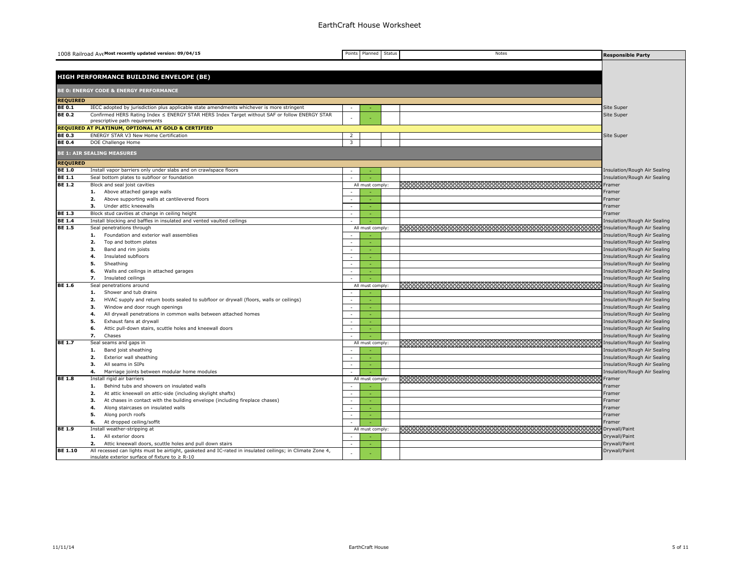# EarthCraft House Worksheet

| 1008 Railroad Ave **Most recently updated version: 09/04/15** | | Points | Planned | Status | Notes | Responsible Party |
|---|---|---|---|---|---|---|
| **HIGH PERFORMANCE BUILDING ENVELOPE (BE)** | | | | | | |
| **BE 0: ENERGY CODE & ENERGY PERFORMANCE** | | | | | | |
| **REQUIRED** | | | | | | |
| **BE 0.1** | IECC adopted by jurisdiction plus applicable state amendments whichever is more stringent | - | - | | | Site Super |
| **BE 0.2** | Confirmed HERS Rating Index ≤ ENERGY STAR HERS Index Target without SAF or follow ENERGY STAR prescriptive path requirements | - | - | | | Site Super |
| **REQUIRED AT PLATINUM, OPTIONAL AT GOLD & CERTIFIED** | | | | | | |
| **BE 0.3** | ENERGY STAR V3 New Home Certification | 2 | | | | Site Super |
| **BE 0.4** | DOE Challenge Home | 3 | | | | |
| **BE 1: AIR SEALING MEASURES** | | | | | | |
| **REQUIRED** | | | | | | |
| **BE 1.0** | Install vapor barriers only under slabs and on crawlspace floors | - | - | | | Insulation/Rough Air Sealing |
| **BE 1.1** | Seal bottom plates to subfloor or foundation | - | - | | | Insulation/Rough Air Sealing |
| **BE 1.2** | Block and seal joist cavities | | All must comply: | | | Framer |
| | **1.** Above attached garage walls | - | - | | | Framer |
| | **2.** Above supporting walls at cantilevered floors | - | - | | | Framer |
| | **3.** Under attic kneewalls | - | - | | | Framer |
| **BE 1.3** | Block stud cavities at change in ceiling height | - | - | | | Framer |
| **BE 1.4** | Install blocking and baffles in insulated and vented vaulted ceilings | - | - | | | Insulation/Rough Air Sealing |
| **BE 1.5** | Seal penetrations through | | All must comply: | | | Insulation/Rough Air Sealing |
| | **1.** Foundation and exterior wall assemblies | - | - | | | Insulation/Rough Air Sealing |
| | **2.** Top and bottom plates | - | - | | | Insulation/Rough Air Sealing |
| | **3.** Band and rim joists | - | - | | | Insulation/Rough Air Sealing |
| | **4.** Insulated subfloors | - | - | | | Insulation/Rough Air Sealing |
| | **5.** Sheathing | - | - | | | Insulation/Rough Air Sealing |
| | **6.** Walls and ceilings in attached garages | - | - | | | Insulation/Rough Air Sealing |
| | **7.** Insulated ceilings | - | - | | | Insulation/Rough Air Sealing |
| **BE 1.6** | Seal penetrations around | | All must comply: | | | Insulation/Rough Air Sealing |
| | **1.** Shower and tub drains | - | - | | | Insulation/Rough Air Sealing |
| | **2.** HVAC supply and return boots sealed to subfloor or drywall (floors, walls or ceilings) | - | - | | | Insulation/Rough Air Sealing |
| | **3.** Window and door rough openings | - | - | | | Insulation/Rough Air Sealing |
| | **4.** All drywall penetrations in common walls between attached homes | - | - | | | Insulation/Rough Air Sealing |
| | **5.** Exhaust fans at drywall | - | - | | | Insulation/Rough Air Sealing |
| | **6.** Attic pull-down stairs, scuttle holes and kneewall doors | - | - | | | Insulation/Rough Air Sealing |
| | **7.** Chases | - | - | | | Insulation/Rough Air Sealing |
| **BE 1.7** | Seal seams and gaps in | | All must comply: | | | Insulation/Rough Air Sealing |
| | **1.** Band joist sheathing | - | - | | | Insulation/Rough Air Sealing |
| | **2.** Exterior wall sheathing | - | - | | | Insulation/Rough Air Sealing |
| | **3.** All seams in SIPs | - | - | | | Insulation/Rough Air Sealing |
| | **4.** Marriage joints between modular home modules | - | - | | | Insulation/Rough Air Sealing |
| **BE 1.8** | Install rigid air barriers | | All must comply: | | | Framer |
| | **1.** Behind tubs and showers on insulated walls | - | - | | | Framer |
| | **2.** At attic kneewall on attic-side (including skylight shafts) | - | - | | | Framer |
| | **3.** At chases in contact with the building envelope (including fireplace chases) | - | - | | | Framer |
| | **4.** Along staircases on insulated walls | - | - | | | Framer |
| | **5.** Along porch roofs | - | - | | | Framer |
| | **6.** At dropped ceiling/soffit | - | - | | | Framer |
| **BE 1.9** | Install weather-stripping at | | All must comply: | | | Drywall/Paint |
| | **1.** All exterior doors | - | - | | | Drywall/Paint |
| | **2.** Attic kneewall doors, scuttle holes and pull down stairs | - | - | | | Drywall/Paint |
| **BE 1.10** | All recessed can lights must be airtight, gasketed and IC-rated in insulated ceilings; in Climate Zone 4, insulate exterior surface of fixture to ≥ R-10 | - | - | | | Drywall/Paint |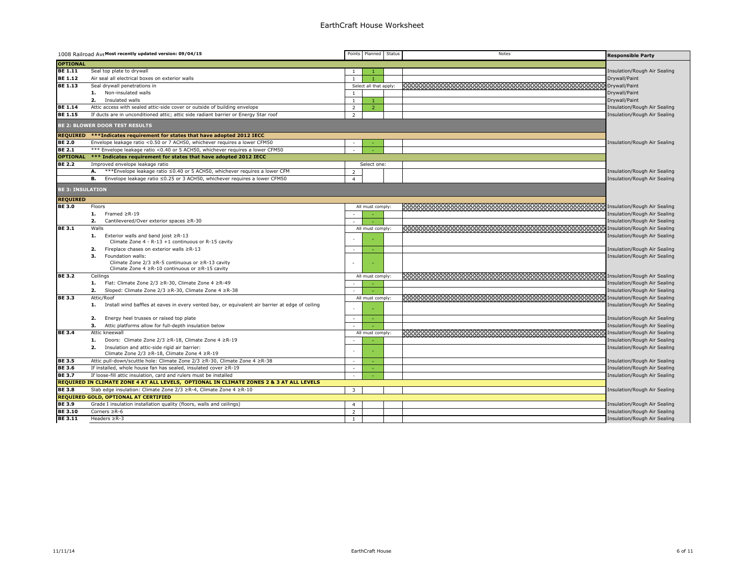# EarthCraft House Worksheet

| 1008 Railroad Ave **Most recently updated version: 09/04/15** | | Points | Planned | Status | Notes | **Responsible Party** |
|---|---|---|---|---|---|---|
| **OPTIONAL** | | | | | | |
| **BE 1.11** | Seal top plate to drywall | 1 | 1 | | | Insulation/Rough Air Sealing |
| **BE 1.12** | Air seal all electrical boxes on exterior walls | 1 | 1 | | | Drywall/Paint |
| **BE 1.13** | Seal drywall penetrations in | Select all that apply: | | | | Drywall/Paint |
| | **1.** Non-insulated walls | 1 | | | | Drywall/Paint |
| | **2.** Insulated walls | 1 | 1 | | | Drywall/Paint |
| **BE 1.14** | Attic access with sealed attic-side cover or outside of building envelope | 2 | 2 | | | Insulation/Rough Air Sealing |
| **BE 1.15** | If ducts are in unconditioned attic; attic side radiant barrier or Energy Star roof | 2 | | | | Insulation/Rough Air Sealing |
| **BE 2: BLOWER DOOR TEST RESULTS** | | | | | | |
| **REQUIRED** | **\*\*\*Indicates requirement for states that have adopted 2012 IECC** | | | | | |
| **BE 2.0** | Envelope leakage ratio <0.50 or 7 ACH50, whichever requires a lower CFM50 | - | - | | | Insulation/Rough Air Sealing |
| **BE 2.1** | \*\*\* Envelope leakage ratio <0.40 or 5 ACH50, whichever requires a lower CFM50 | - | - | | | |
| **OPTIONAL** | **\*\*\* Indicates requirement for states that have adopted 2012 IECC** | | | | | |
| **BE 2.2** | Improved envelope leakage ratio | Select one: | | | | |
| | **A.** \*\*\*Envelope leakage ratio ≤0.40 or 5 ACH50, whichever requires a lower CFM | 2 | | | | Insulation/Rough Air Sealing |
| | **B.** Envelope leakage ratio ≤0.25 or 3 ACH50, whichever requires a lower CFM50 | 4 | | | | Insulation/Rough Air Sealing |
| **BE 3: INSULATION** | | | | | | |
| **REQUIRED** | | | | | | |
| **BE 3.0** | Floors | All must comply: | | | | Insulation/Rough Air Sealing |
| | **1.** Framed ≥R-19 | - | - | | | Insulation/Rough Air Sealing |
| | **2.** Cantilevered/Over exterior spaces ≥R-30 | - | - | | | Insulation/Rough Air Sealing |
| **BE 3.1** | Walls | All must comply: | | | | Insulation/Rough Air Sealing |
| | **1.** Exterior walls and band joist ≥R-13<br>Climate Zone 4 - R-13 +1 continuous or R-15 cavity | - | - | | | Insulation/Rough Air Sealing |
| | **2.** Fireplace chases on exterior walls ≥R-13 | - | - | | | Insulation/Rough Air Sealing |
| | **3.** Foundation walls:<br>Climate Zone 2/3 ≥R-5 continuous or ≥R-13 cavity<br>Climate Zone 4 ≥R-10 continuous or ≥R-15 cavity | - | - | | | Insulation/Rough Air Sealing |
| **BE 3.2** | Ceilings | All must comply: | | | | Insulation/Rough Air Sealing |
| | **1.** Flat: Climate Zone 2/3 ≥R-30, Climate Zone 4 ≥R-49 | - | - | | | Insulation/Rough Air Sealing |
| | **2.** Sloped: Climate Zone 2/3 ≥R-30, Climate Zone 4 ≥R-38 | - | - | | | Insulation/Rough Air Sealing |
| **BE 3.3** | Attic/Roof | All must comply: | | | | Insulation/Rough Air Sealing |
| | **1.** Install wind baffles at eaves in every vented bay, or equivalent air barrier at edge of ceiling | - | - | | | Insulation/Rough Air Sealing |
| | **2.** Energy heel trusses or raised top plate | - | - | | | Insulation/Rough Air Sealing |
| | **3.** Attic platforms allow for full-depth insulation below | - | - | | | Insulation/Rough Air Sealing |
| **BE 3.4** | Attic kneewall | All must comply: | | | | Insulation/Rough Air Sealing |
| | **1.** Doors: Climate Zone 2/3 ≥R-18, Climate Zone 4 ≥R-19 | - | - | | | Insulation/Rough Air Sealing |
| | **2.** Insulation and attic-side rigid air barrier:<br>Climate Zone 2/3 ≥R-18, Climate Zone 4 ≥R-19 | - | - | | | Insulation/Rough Air Sealing |
| **BE 3.5** | Attic pull-down/scuttle hole: Climate Zone 2/3 ≥R-30, Climate Zone 4 ≥R-38 | - | - | | | Insulation/Rough Air Sealing |
| **BE 3.6** | If installed, whole house fan has sealed, insulated cover ≥R-19 | - | - | | | Insulation/Rough Air Sealing |
| **BE 3.7** | If loose-fill attic insulation, card and rulers must be installed | - | - | | | Insulation/Rough Air Sealing |
| **REQUIRED IN CLIMATE ZONE 4 AT ALL LEVELS, OPTIONAL IN CLIMATE ZONES 2 & 3 AT ALL LEVELS** | | | | | | |
| **BE 3.8** | Slab edge insulation: Climate Zone 2/3 ≥R-4, Climate Zone 4 ≥R-10 | 3 | | | | Insulation/Rough Air Sealing |
| **REQUIRED GOLD, OPTIONAL AT CERTIFIED** | | | | | | |
| **BE 3.9** | Grade I insulation installation quality (floors, walls and ceilings) | 4 | | | | Insulation/Rough Air Sealing |
| **BE 3.10** | Corners ≥R-6 | 2 | | | | Insulation/Rough Air Sealing |
| **BE 3.11** | Headers ≥R-3 | 1 | | | | Insulation/Rough Air Sealing |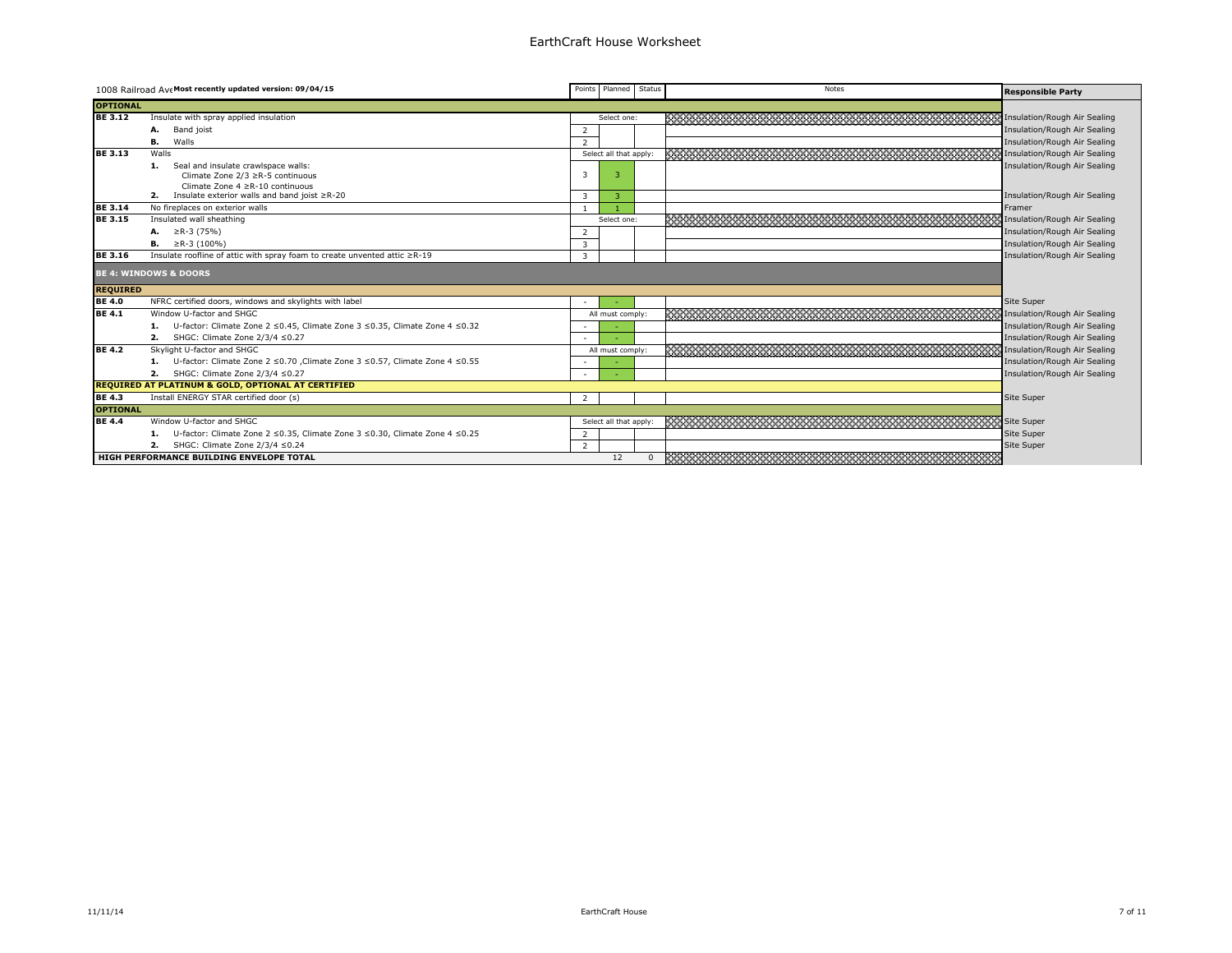# EarthCraft House Worksheet

| 1008 Railroad Ave **Most recently updated version: 09/04/15** | | Points | Planned | Status | Notes | Responsible Party |
|---|---|---|---|---|---|---|
| **OPTIONAL** | | | | | | |
| **BE 3.12** | Insulate with spray applied insulation | Select one: | | | | Insulation/Rough Air Sealing |
| | **A.** Band joist | 2 | | | | Insulation/Rough Air Sealing |
| | **B.** Walls | 2 | | | | Insulation/Rough Air Sealing |
| **BE 3.13** | Walls | Select all that apply: | | | | Insulation/Rough Air Sealing |
| | **1.** Seal and insulate crawlspace walls: Climate Zone 2/3 ≥R-5 continuous Climate Zone 4 ≥R-10 continuous | 3 | 3 | | | Insulation/Rough Air Sealing |
| | **2.** Insulate exterior walls and band joist ≥R-20 | 3 | 3 | | | Insulation/Rough Air Sealing |
| **BE 3.14** | No fireplaces on exterior walls | 1 | 1 | | | Framer |
| **BE 3.15** | Insulated wall sheathing | Select one: | | | | Insulation/Rough Air Sealing |
| | **A.** ≥R-3 (75%) | 2 | | | | Insulation/Rough Air Sealing |
| | **B.** ≥R-3 (100%) | 3 | | | | Insulation/Rough Air Sealing |
| **BE 3.16** | Insulate roofline of attic with spray foam to create unvented attic ≥R-19 | 3 | | | | Insulation/Rough Air Sealing |
| **BE 4: WINDOWS & DOORS** | | | | | | |
| **REQUIRED** | | | | | | |
| **BE 4.0** | NFRC certified doors, windows and skylights with label | - | - | | | Site Super |
| **BE 4.1** | Window U-factor and SHGC | All must comply: | | | | Insulation/Rough Air Sealing |
| | **1.** U-factor: Climate Zone 2 ≤0.45, Climate Zone 3 ≤0.35, Climate Zone 4 ≤0.32 | - | - | | | Insulation/Rough Air Sealing |
| | **2.** SHGC: Climate Zone 2/3/4 ≤0.27 | - | - | | | Insulation/Rough Air Sealing |
| **BE 4.2** | Skylight U-factor and SHGC | All must comply: | | | | Insulation/Rough Air Sealing |
| | **1.** U-factor: Climate Zone 2 ≤0.70 ,Climate Zone 3 ≤0.57, Climate Zone 4 ≤0.55 | - | - | | | Insulation/Rough Air Sealing |
| | **2.** SHGC: Climate Zone 2/3/4 ≤0.27 | - | - | | | Insulation/Rough Air Sealing |
| **REQUIRED AT PLATINUM & GOLD, OPTIONAL AT CERTIFIED** | | | | | | |
| **BE 4.3** | Install ENERGY STAR certified door (s) | 2 | | | | Site Super |
| **OPTIONAL** | | | | | | |
| **BE 4.4** | Window U-factor and SHGC | Select all that apply: | | | | Site Super |
| | **1.** U-factor: Climate Zone 2 ≤0.35, Climate Zone 3 ≤0.30, Climate Zone 4 ≤0.25 | 2 | | | | Site Super |
| | **2.** SHGC: Climate Zone 2/3/4 ≤0.24 | 2 | | | | Site Super |
| **HIGH PERFORMANCE BUILDING ENVELOPE TOTAL** | | | 12 | 0 | | |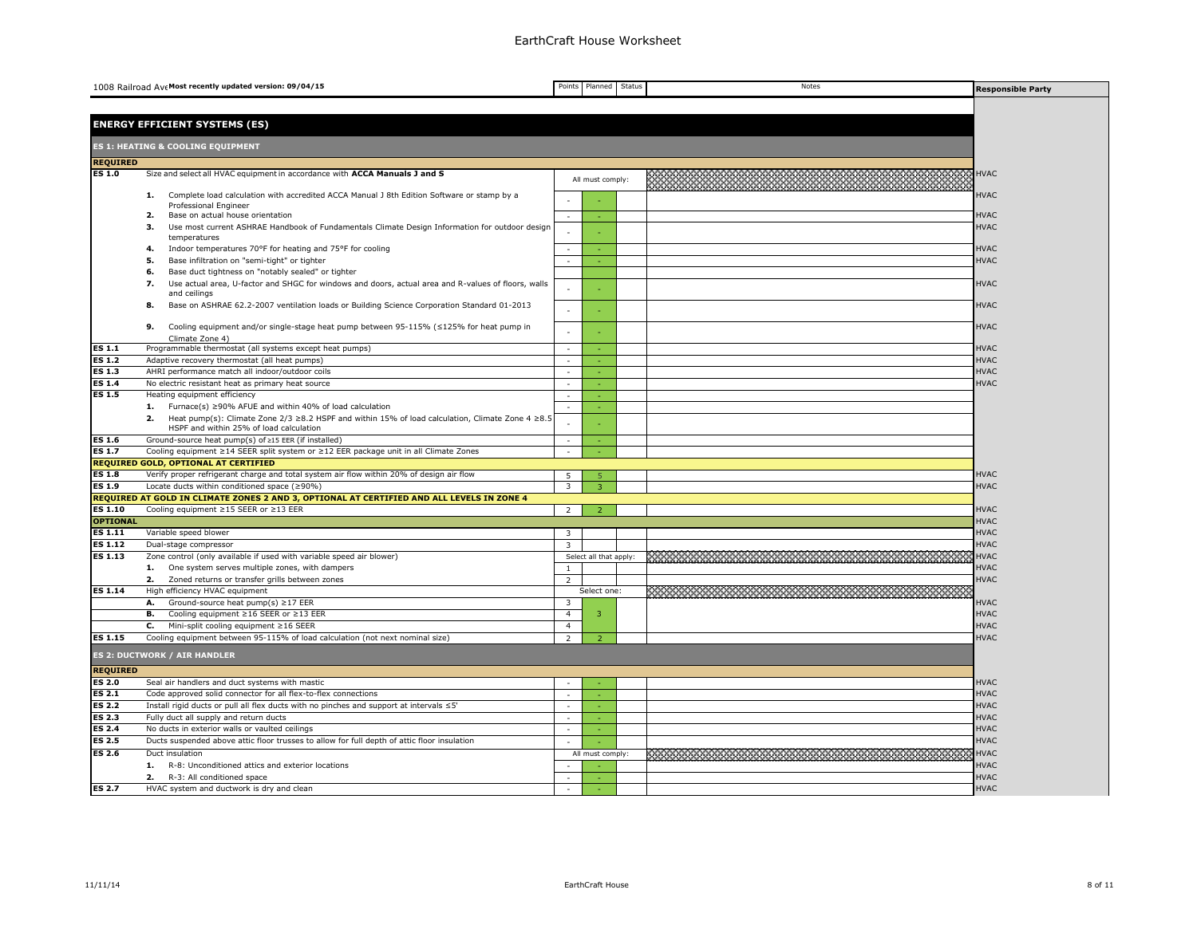# EarthCraft House Worksheet

| 1008 Railroad Ave **Most recently updated version: 09/04/15** | | Points | Planned | Status | Notes | Responsible Party |
|---|---|---|---|---|---|---|
| **ENERGY EFFICIENT SYSTEMS (ES)** | | | | | | |
| **ES 1: HEATING & COOLING EQUIPMENT** | | | | | | |
| **REQUIRED** | | | | | | |
| **ES 1.0** | Size and select all HVAC equipment in accordance with **ACCA Manuals J and S** | All must comply: | | | | HVAC |
| | **1.** Complete load calculation with accredited ACCA Manual J 8th Edition Software or stamp by a Professional Engineer | - | - | | | HVAC |
| | **2.** Base on actual house orientation | - | - | | | HVAC |
| | **3.** Use most current ASHRAE Handbook of Fundamentals Climate Design Information for outdoor design temperatures | - | - | | | HVAC |
| | **4.** Indoor temperatures 70°F for heating and 75°F for cooling | - | - | | | HVAC |
| | **5.** Base infiltration on "semi-tight" or tighter | - | - | | | HVAC |
| | **6.** Base duct tightness on "notably sealed" or tighter | | | | | |
| | **7.** Use actual area, U-factor and SHGC for windows and doors, actual area and R-values of floors, walls and ceilings | - | - | | | HVAC |
| | **8.** Base on ASHRAE 62.2-2007 ventilation loads or Building Science Corporation Standard 01-2013 | - | - | | | HVAC |
| | **9.** Cooling equipment and/or single-stage heat pump between 95-115% (≤125% for heat pump in Climate Zone 4) | - | - | | | HVAC |
| **ES 1.1** | Programmable thermostat (all systems except heat pumps) | - | - | | | HVAC |
| **ES 1.2** | Adaptive recovery thermostat (all heat pumps) | - | - | | | HVAC |
| **ES 1.3** | AHRI performance match all indoor/outdoor coils | - | - | | | HVAC |
| **ES 1.4** | No electric resistant heat as primary heat source | - | - | | | HVAC |
| **ES 1.5** | Heating equipment efficiency | - | - | | | |
| | **1.** Furnace(s) ≥90% AFUE and within 40% of load calculation | - | - | | | |
| | **2.** Heat pump(s): Climate Zone 2/3 ≥8.2 HSPF and within 15% of load calculation, Climate Zone 4 ≥8.5 HSPF and within 25% of load calculation | - | - | | | |
| **ES 1.6** | Ground-source heat pump(s) of ≥15 EER (if installed) | - | - | | | |
| **ES 1.7** | Cooling equipment ≥14 SEER split system or ≥12 EER package unit in all Climate Zones | - | - | | | |
| **REQUIRED GOLD, OPTIONAL AT CERTIFIED** | | | | | | |
| **ES 1.8** | Verify proper refrigerant charge and total system air flow within 20% of design air flow | 5 | 5 | | | HVAC |
| **ES 1.9** | Locate ducts within conditioned space (≥90%) | 3 | 3 | | | HVAC |
| **REQUIRED AT GOLD IN CLIMATE ZONES 2 AND 3, OPTIONAL AT CERTIFIED AND ALL LEVELS IN ZONE 4** | | | | | | |
| **ES 1.10** | Cooling equipment ≥15 SEER or ≥13 EER | 2 | 2 | | | HVAC |
| **OPTIONAL** | | | | | | HVAC |
| **ES 1.11** | Variable speed blower | 3 | | | | HVAC |
| **ES 1.12** | Dual-stage compressor | 3 | | | | HVAC |
| **ES 1.13** | Zone control (only available if used with variable speed air blower) | Select all that apply: | | | | HVAC |
| | **1.** One system serves multiple zones, with dampers | 1 | | | | HVAC |
| | **2.** Zoned returns or transfer grills between zones | 2 | | | | HVAC |
| **ES 1.14** | High efficiency HVAC equipment | Select one: | | | | |
| | **A.** Ground-source heat pump(s) ≥17 EER | 3 | | | | HVAC |
| | **B.** Cooling equipment ≥16 SEER or ≥13 EER | 4 | 3 | | | HVAC |
| | **C.** Mini-split cooling equipment ≥16 SEER | 4 | | | | HVAC |
| **ES 1.15** | Cooling equipment between 95-115% of load calculation (not next nominal size) | 2 | 2 | | | HVAC |
| **ES 2: DUCTWORK / AIR HANDLER** | | | | | | |
| **REQUIRED** | | | | | | |
| **ES 2.0** | Seal air handlers and duct systems with mastic | - | - | | | HVAC |
| **ES 2.1** | Code approved solid connector for all flex-to-flex connections | - | - | | | HVAC |
| **ES 2.2** | Install rigid ducts or pull all flex ducts with no pinches and support at intervals ≤5' | - | - | | | HVAC |
| **ES 2.3** | Fully duct all supply and return ducts | - | - | | | HVAC |
| **ES 2.4** | No ducts in exterior walls or vaulted ceilings | - | - | | | HVAC |
| **ES 2.5** | Ducts suspended above attic floor trusses to allow for full depth of attic floor insulation | - | - | | | HVAC |
| **ES 2.6** | Duct insulation | All must comply: | | | | HVAC |
| | **1.** R-8: Unconditioned attics and exterior locations | - | - | | | HVAC |
| | **2.** R-3: All conditioned space | - | - | | | HVAC |
| **ES 2.7** | HVAC system and ductwork is dry and clean | - | - | | | HVAC |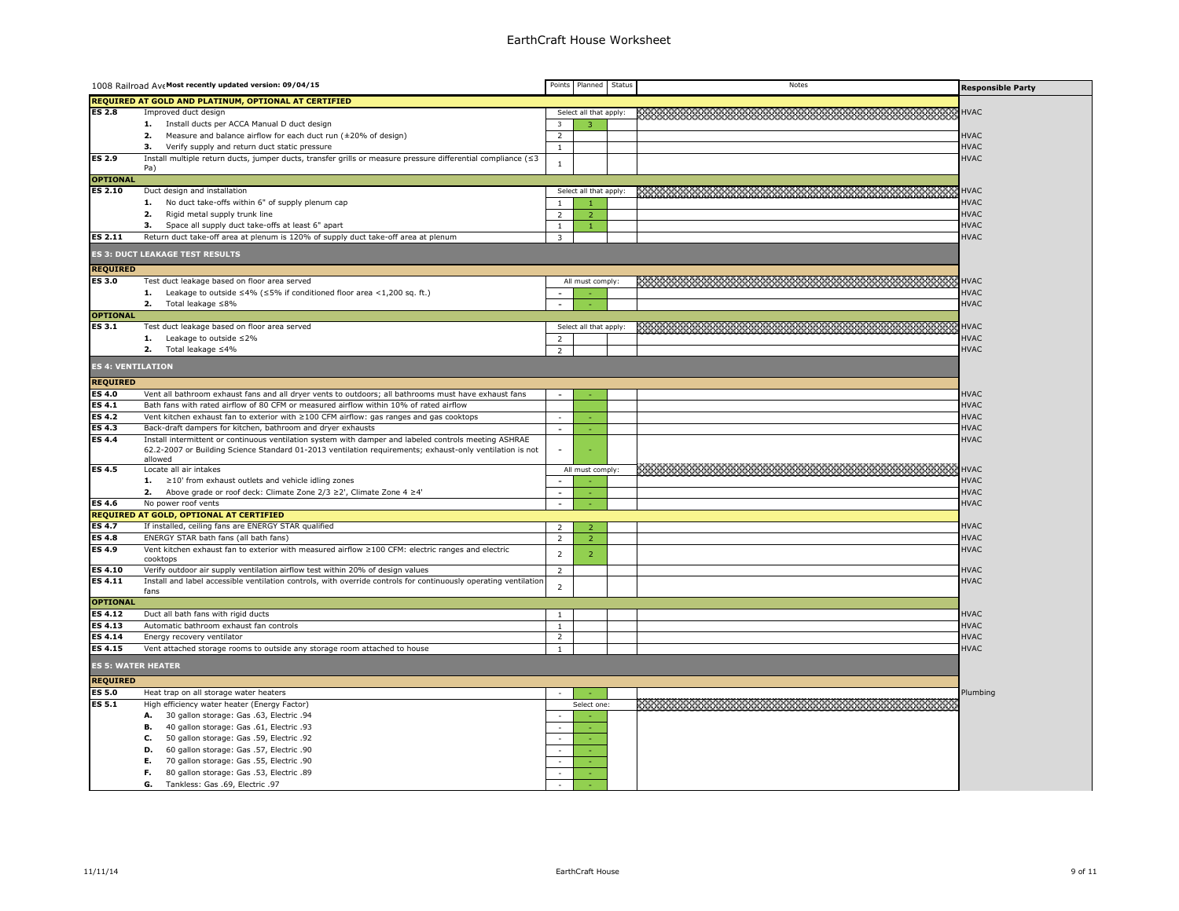# EarthCraft House Worksheet

| 1008 Railroad Ave **Most recently updated version: 09/04/15** | | Points | Planned | Status | Notes | Responsible Party |
|---|---|---|---|---|---|---|
| **REQUIRED AT GOLD AND PLATINUM, OPTIONAL AT CERTIFIED** | | | | | | |
| **ES 2.8** | Improved duct design | Select all that apply: | | | | HVAC |
| | **1.** Install ducts per ACCA Manual D duct design | 3 | 3 | | | |
| | **2.** Measure and balance airflow for each duct run (±20% of design) | 2 | | | | HVAC |
| | **3.** Verify supply and return duct static pressure | 1 | | | | HVAC |
| **ES 2.9** | Install multiple return ducts, jumper ducts, transfer grills or measure pressure differential compliance (≤3 Pa) | 1 | | | | HVAC |
| **OPTIONAL** | | | | | | |
| **ES 2.10** | Duct design and installation | Select all that apply: | | | | HVAC |
| | **1.** No duct take-offs within 6" of supply plenum cap | 1 | 1 | | | HVAC |
| | **2.** Rigid metal supply trunk line | 2 | 2 | | | HVAC |
| | **3.** Space all supply duct take-offs at least 6" apart | 1 | 1 | | | HVAC |
| **ES 2.11** | Return duct take-off area at plenum is 120% of supply duct take-off area at plenum | 3 | | | | HVAC |
| **ES 3: DUCT LEAKAGE TEST RESULTS** | | | | | | |
| **REQUIRED** | | | | | | |
| **ES 3.0** | Test duct leakage based on floor area served | All must comply: | | | | HVAC |
| | **1.** Leakage to outside ≤4% (≤5% if conditioned floor area <1,200 sq. ft.) | - | - | | | HVAC |
| | **2.** Total leakage ≤8% | - | - | | | HVAC |
| **OPTIONAL** | | | | | | |
| **ES 3.1** | Test duct leakage based on floor area served | Select all that apply: | | | | HVAC |
| | **1.** Leakage to outside ≤2% | 2 | | | | HVAC |
| | **2.** Total leakage ≤4% | 2 | | | | HVAC |
| **ES 4: VENTILATION** | | | | | | |
| **REQUIRED** | | | | | | |
| **ES 4.0** | Vent all bathroom exhaust fans and all dryer vents to outdoors; all bathrooms must have exhaust fans | - | - | | | HVAC |
| **ES 4.1** | Bath fans with rated airflow of 80 CFM or measured airflow within 10% of rated airflow | | | | | HVAC |
| **ES 4.2** | Vent kitchen exhaust fan to exterior with ≥100 CFM airflow: gas ranges and gas cooktops | - | - | | | HVAC |
| **ES 4.3** | Back-draft dampers for kitchen, bathroom and dryer exhausts | - | - | | | HVAC |
| **ES 4.4** | Install intermittent or continuous ventilation system with damper and labeled controls meeting ASHRAE 62.2-2007 or Building Science Standard 01-2013 ventilation requirements; exhaust-only ventilation is not allowed | - | - | | | HVAC |
| **ES 4.5** | Locate all air intakes | All must comply: | | | | HVAC |
| | **1.** ≥10' from exhaust outlets and vehicle idling zones | - | - | | | HVAC |
| | **2.** Above grade or roof deck: Climate Zone 2/3 ≥2', Climate Zone 4 ≥4' | - | - | | | HVAC |
| **ES 4.6** | No power roof vents | - | - | | | HVAC |
| **REQUIRED AT GOLD, OPTIONAL AT CERTIFIED** | | | | | | |
| **ES 4.7** | If installed, ceiling fans are ENERGY STAR qualified | 2 | 2 | | | HVAC |
| **ES 4.8** | ENERGY STAR bath fans (all bath fans) | 2 | 2 | | | HVAC |
| **ES 4.9** | Vent kitchen exhaust fan to exterior with measured airflow ≥100 CFM: electric ranges and electric cooktops | 2 | 2 | | | HVAC |
| **ES 4.10** | Verify outdoor air supply ventilation airflow test within 20% of design values | 2 | | | | HVAC |
| **ES 4.11** | Install and label accessible ventilation controls, with override controls for continuously operating ventilation fans | 2 | | | | HVAC |
| **OPTIONAL** | | | | | | |
| **ES 4.12** | Duct all bath fans with rigid ducts | 1 | | | | HVAC |
| **ES 4.13** | Automatic bathroom exhaust fan controls | 1 | | | | HVAC |
| **ES 4.14** | Energy recovery ventilator | 2 | | | | HVAC |
| **ES 4.15** | Vent attached storage rooms to outside any storage room attached to house | 1 | | | | HVAC |
| **ES 5: WATER HEATER** | | | | | | |
| **REQUIRED** | | | | | | |
| **ES 5.0** | Heat trap on all storage water heaters | - | - | | | Plumbing |
| **ES 5.1** | High efficiency water heater (Energy Factor) | Select one: | | | | |
| | **A.** 30 gallon storage: Gas .63, Electric .94 | - | - | | | |
| | **B.** 40 gallon storage: Gas .61, Electric .93 | - | - | | | |
| | **C.** 50 gallon storage: Gas .59, Electric .92 | - | - | | | |
| | **D.** 60 gallon storage: Gas .57, Electric .90 | - | - | | | |
| | **E.** 70 gallon storage: Gas .55, Electric .90 | - | - | | | |
| | **F.** 80 gallon storage: Gas .53, Electric .89 | - | - | | | |
| | **G.** Tankless: Gas .69, Electric .97 | - | - | | | |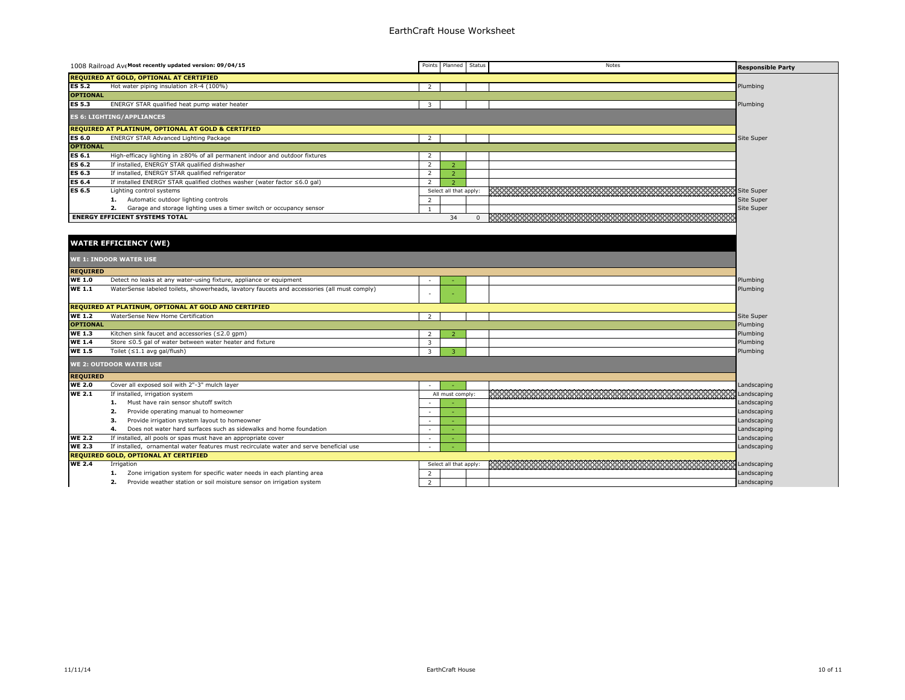# EarthCraft House Worksheet

| 1008 Railroad Ave **Most recently updated version: 09/04/15** | | Points | Planned | Status | Notes | Responsible Party |
|---|---|---|---|---|---|---|
| **REQUIRED AT GOLD, OPTIONAL AT CERTIFIED** | | | | | | |
| **ES 5.2** | Hot water piping insulation ≥R-4 (100%) | 2 | | | | Plumbing |
| **OPTIONAL** | | | | | | |
| **ES 5.3** | ENERGY STAR qualified heat pump water heater | 3 | | | | Plumbing |
| **ES 6: LIGHTING/APPLIANCES** | | | | | | |
| **REQUIRED AT PLATINUM, OPTIONAL AT GOLD & CERTIFIED** | | | | | | |
| **ES 6.0** | ENERGY STAR Advanced Lighting Package | 2 | | | | Site Super |
| **OPTIONAL** | | | | | | |
| **ES 6.1** | High-efficacy lighting in ≥80% of all permanent indoor and outdoor fixtures | 2 | | | | |
| **ES 6.2** | If installed, ENERGY STAR qualified dishwasher | 2 | 2 | | | |
| **ES 6.3** | If installed, ENERGY STAR qualified refrigerator | 2 | 2 | | | |
| **ES 6.4** | If installed ENERGY STAR qualified clothes washer (water factor ≤6.0 gal) | 2 | 2 | | | |
| **ES 6.5** | Lighting control systems | Select all that apply: | | | | Site Super |
| | **1.** Automatic outdoor lighting controls | 2 | | | | Site Super |
| | **2.** Garage and storage lighting uses a timer switch or occupancy sensor | 1 | | | | Site Super |
| **ENERGY EFFICIENT SYSTEMS TOTAL** | | | 34 | 0 | | |

## WATER EFFICIENCY (WE)

| | | Points | Planned | Status | Notes | Responsible Party |
|---|---|---|---|---|---|---|
| **WE 1: INDOOR WATER USE** | | | | | | |
| **REQUIRED** | | | | | | |
| **WE 1.0** | Detect no leaks at any water-using fixture, appliance or equipment | - | - | | | Plumbing |
| **WE 1.1** | WaterSense labeled toilets, showerheads, lavatory faucets and accessories (all must comply) | - | - | | | Plumbing |
| **REQUIRED AT PLATINUM, OPTIONAL AT GOLD AND CERTIFIED** | | | | | | |
| **WE 1.2** | WaterSense New Home Certification | 2 | | | | Site Super |
| **OPTIONAL** | | | | | | Plumbing |
| **WE 1.3** | Kitchen sink faucet and accessories (≤2.0 gpm) | 2 | 2 | | | Plumbing |
| **WE 1.4** | Store ≤0.5 gal of water between water heater and fixture | 3 | | | | Plumbing |
| **WE 1.5** | Toilet (≤1.1 avg gal/flush) | 3 | 3 | | | Plumbing |
| **WE 2: OUTDOOR WATER USE** | | | | | | |
| **REQUIRED** | | | | | | |
| **WE 2.0** | Cover all exposed soil with 2"-3" mulch layer | - | - | | | Landscaping |
| **WE 2.1** | If installed, irrigation system | All must comply: | | | | Landscaping |
| | **1.** Must have rain sensor shutoff switch | - | - | | | Landscaping |
| | **2.** Provide operating manual to homeowner | - | - | | | Landscaping |
| | **3.** Provide irrigation system layout to homeowner | - | - | | | Landscaping |
| | **4.** Does not water hard surfaces such as sidewalks and home foundation | - | - | | | Landscaping |
| **WE 2.2** | If installed, all pools or spas must have an appropriate cover | - | - | | | Landscaping |
| **WE 2.3** | If installed, ornamental water features must recirculate water and serve beneficial use | - | - | | | Landscaping |
| **REQUIRED GOLD, OPTIONAL AT CERTIFIED** | | | | | | |
| **WE 2.4** | Irrigation | Select all that apply: | | | | Landscaping |
| | **1.** Zone irrigation system for specific water needs in each planting area | 2 | | | | Landscaping |
| | **2.** Provide weather station or soil moisture sensor on irrigation system | 2 | | | | Landscaping |

11/11/14 EarthCraft House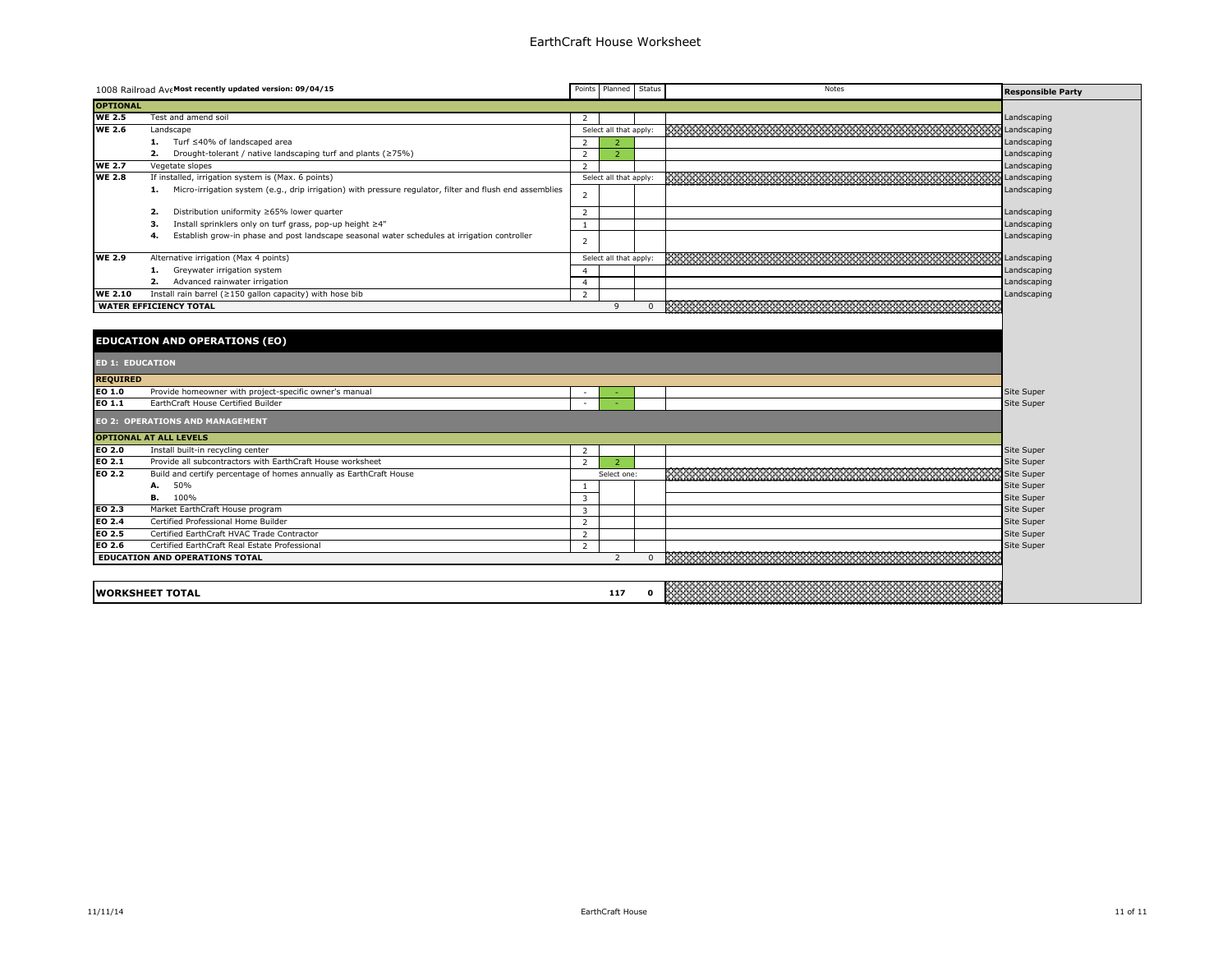# EarthCraft House Worksheet

| 1008 Railroad Ave | Most recently updated version: 09/04/15 | Points | Planned | Status | Notes | Responsible Party |
|---|---|---|---|---|---|---|
| **OPTIONAL** | | | | | | |
| **WE 2.5** | Test and amend soil | 2 | | | | Landscaping |
| **WE 2.6** | Landscape | Select all that apply: | | | | Landscaping |
| | **1.** Turf ≤40% of landscaped area | 2 | 2 | | | Landscaping |
| | **2.** Drought-tolerant / native landscaping turf and plants (≥75%) | 2 | 2 | | | Landscaping |
| **WE 2.7** | Vegetate slopes | 2 | | | | Landscaping |
| **WE 2.8** | If installed, irrigation system is (Max. 6 points) | Select all that apply: | | | | Landscaping |
| | **1.** Micro-irrigation system (e.g., drip irrigation) with pressure regulator, filter and flush end assemblies | 2 | | | | Landscaping |
| | **2.** Distribution uniformity ≥65% lower quarter | 2 | | | | Landscaping |
| | **3.** Install sprinklers only on turf grass, pop-up height ≥4" | 1 | | | | Landscaping |
| | **4.** Establish grow-in phase and post landscape seasonal water schedules at irrigation controller | 2 | | | | Landscaping |
| **WE 2.9** | Alternative irrigation (Max 4 points) | Select all that apply: | | | | Landscaping |
| | **1.** Greywater irrigation system | 4 | | | | Landscaping |
| | **2.** Advanced rainwater irrigation | 4 | | | | Landscaping |
| **WE 2.10** | Install rain barrel (≥150 gallon capacity) with hose bib | 2 | | | | Landscaping |
| **WATER EFFICIENCY TOTAL** | | | 9 | 0 | | |

## EDUCATION AND OPERATIONS (EO)

| | | Points | Planned | Status | Notes | Responsible Party |
|---|---|---|---|---|---|---|
| **ED 1: EDUCATION** | | | | | | |
| **REQUIRED** | | | | | | |
| **EO 1.0** | Provide homeowner with project-specific owner's manual | - | - | | | Site Super |
| **EO 1.1** | EarthCraft House Certified Builder | - | - | | | Site Super |
| **EO 2: OPERATIONS AND MANAGEMENT** | | | | | | |
| **OPTIONAL AT ALL LEVELS** | | | | | | |
| **EO 2.0** | Install built-in recycling center | 2 | | | | Site Super |
| **EO 2.1** | Provide all subcontractors with EarthCraft House worksheet | 2 | 2 | | | Site Super |
| **EO 2.2** | Build and certify percentage of homes annually as EarthCraft House | Select one: | | | | Site Super |
| | **A.** 50% | 1 | | | | Site Super |
| | **B.** 100% | 3 | | | | Site Super |
| **EO 2.3** | Market EarthCraft House program | 3 | | | | Site Super |
| **EO 2.4** | Certified Professional Home Builder | 2 | | | | Site Super |
| **EO 2.5** | Certified EarthCraft HVAC Trade Contractor | 2 | | | | Site Super |
| **EO 2.6** | Certified EarthCraft Real Estate Professional | 2 | | | | Site Super |
| **EDUCATION AND OPERATIONS TOTAL** | | | 2 | 0 | | |

| | | | | | |
|---|---|---|---|---|---|
| **WORKSHEET TOTAL** | | | **117** | **0** | |